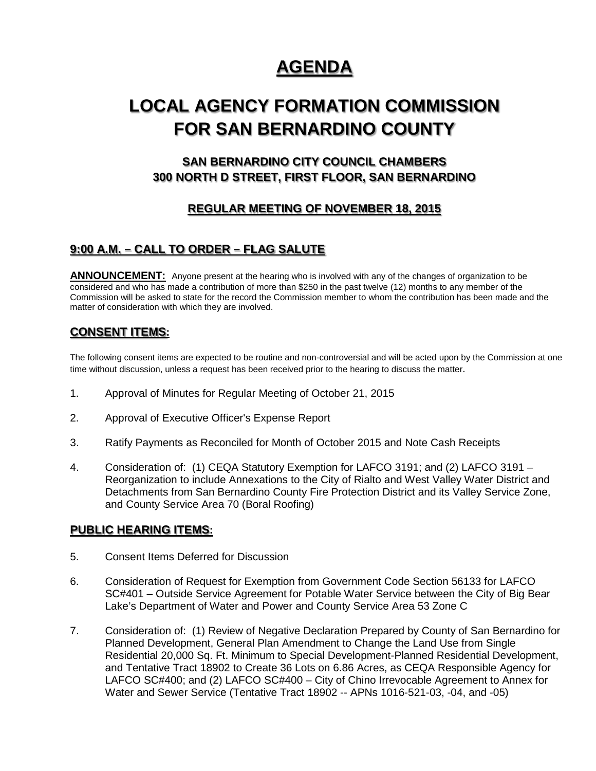# AGENDA

# LOCAL AGENCY FORMATION COMMISSION FOR SAN BERNARDINO COUNTY

### SAN BERNARDINO CITY COUNCIL CHAMBERS
### 300 NORTH D STREET, FIRST FLOOR, SAN BERNARDINO

### REGULAR MEETING OF NOVEMBER 18, 2015

## 9:00 A.M. – CALL TO ORDER – FLAG SALUTE

**ANNOUNCEMENT:** Anyone present at the hearing who is involved with any of the changes of organization to be considered and who has made a contribution of more than $250 in the past twelve (12) months to any member of the Commission will be asked to state for the record the Commission member to whom the contribution has been made and the matter of consideration with which they are involved.

## CONSENT ITEMS:

The following consent items are expected to be routine and non-controversial and will be acted upon by the Commission at one time without discussion, unless a request has been received prior to the hearing to discuss the matter.

1. Approval of Minutes for Regular Meeting of October 21, 2015

2. Approval of Executive Officer's Expense Report

3. Ratify Payments as Reconciled for Month of October 2015 and Note Cash Receipts

4. Consideration of: (1) CEQA Statutory Exemption for LAFCO 3191; and (2) LAFCO 3191 – Reorganization to include Annexations to the City of Rialto and West Valley Water District and Detachments from San Bernardino County Fire Protection District and its Valley Service Zone, and County Service Area 70 (Boral Roofing)

## PUBLIC HEARING ITEMS:

5. Consent Items Deferred for Discussion

6. Consideration of Request for Exemption from Government Code Section 56133 for LAFCO SC#401 – Outside Service Agreement for Potable Water Service between the City of Big Bear Lake's Department of Water and Power and County Service Area 53 Zone C

7. Consideration of: (1) Review of Negative Declaration Prepared by County of San Bernardino for Planned Development, General Plan Amendment to Change the Land Use from Single Residential 20,000 Sq. Ft. Minimum to Special Development-Planned Residential Development, and Tentative Tract 18902 to Create 36 Lots on 6.86 Acres, as CEQA Responsible Agency for LAFCO SC#400; and (2) LAFCO SC#400 – City of Chino Irrevocable Agreement to Annex for Water and Sewer Service (Tentative Tract 18902 -- APNs 1016-521-03, -04, and -05)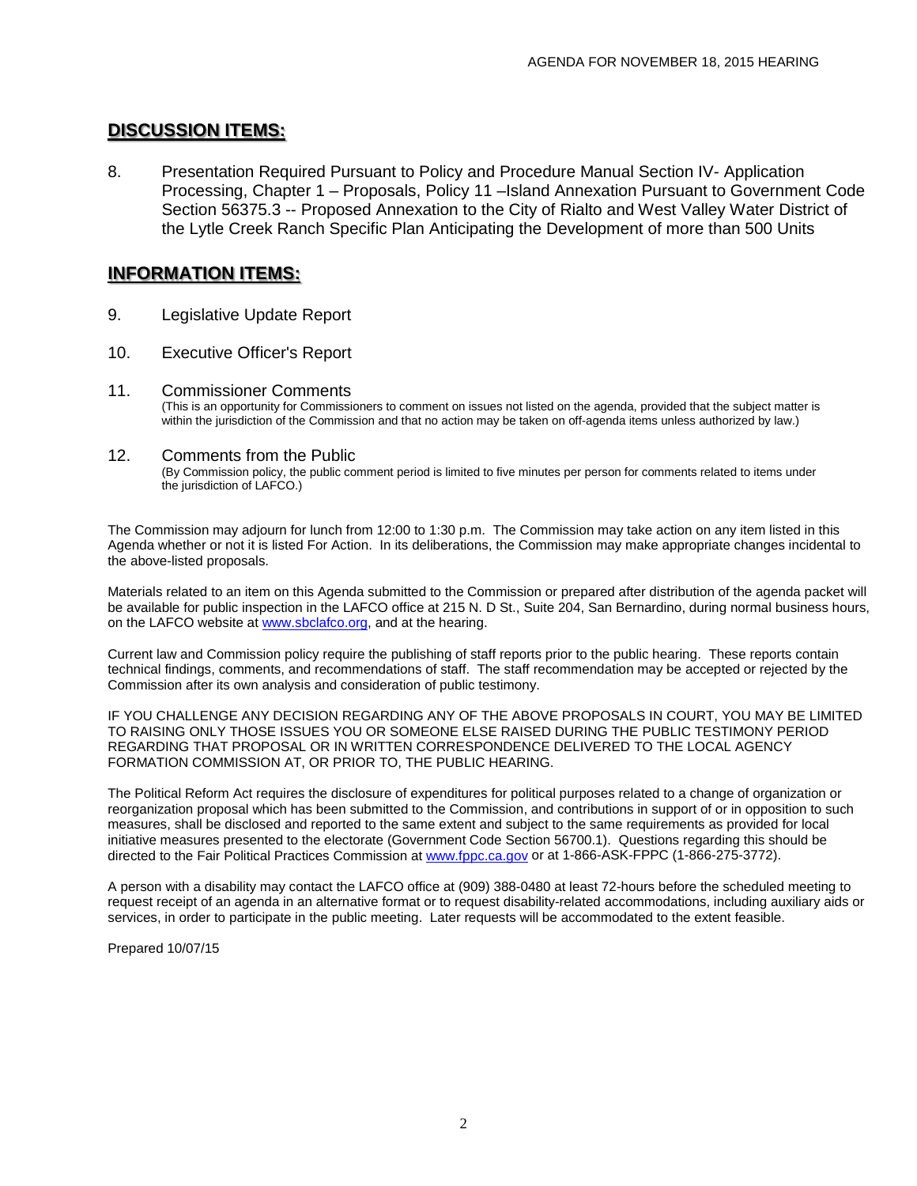## DISCUSSION ITEMS:

8. Presentation Required Pursuant to Policy and Procedure Manual Section IV- Application Processing, Chapter 1 – Proposals, Policy 11 –Island Annexation Pursuant to Government Code Section 56375.3 -- Proposed Annexation to the City of Rialto and West Valley Water District of the Lytle Creek Ranch Specific Plan Anticipating the Development of more than 500 Units

## INFORMATION ITEMS:

9. Legislative Update Report

10. Executive Officer's Report

11. Commissioner Comments
(This is an opportunity for Commissioners to comment on issues not listed on the agenda, provided that the subject matter is within the jurisdiction of the Commission and that no action may be taken on off-agenda items unless authorized by law.)

12. Comments from the Public
(By Commission policy, the public comment period is limited to five minutes per person for comments related to items under the jurisdiction of LAFCO.)

The Commission may adjourn for lunch from 12:00 to 1:30 p.m. The Commission may take action on any item listed in this Agenda whether or not it is listed For Action. In its deliberations, the Commission may make appropriate changes incidental to the above-listed proposals.

Materials related to an item on this Agenda submitted to the Commission or prepared after distribution of the agenda packet will be available for public inspection in the LAFCO office at 215 N. D St., Suite 204, San Bernardino, during normal business hours, on the LAFCO website at www.sbclafco.org, and at the hearing.

Current law and Commission policy require the publishing of staff reports prior to the public hearing. These reports contain technical findings, comments, and recommendations of staff. The staff recommendation may be accepted or rejected by the Commission after its own analysis and consideration of public testimony.

IF YOU CHALLENGE ANY DECISION REGARDING ANY OF THE ABOVE PROPOSALS IN COURT, YOU MAY BE LIMITED TO RAISING ONLY THOSE ISSUES YOU OR SOMEONE ELSE RAISED DURING THE PUBLIC TESTIMONY PERIOD REGARDING THAT PROPOSAL OR IN WRITTEN CORRESPONDENCE DELIVERED TO THE LOCAL AGENCY FORMATION COMMISSION AT, OR PRIOR TO, THE PUBLIC HEARING.

The Political Reform Act requires the disclosure of expenditures for political purposes related to a change of organization or reorganization proposal which has been submitted to the Commission, and contributions in support of or in opposition to such measures, shall be disclosed and reported to the same extent and subject to the same requirements as provided for local initiative measures presented to the electorate (Government Code Section 56700.1). Questions regarding this should be directed to the Fair Political Practices Commission at www.fppc.ca.gov or at 1-866-ASK-FPPC (1-866-275-3772).

A person with a disability may contact the LAFCO office at (909) 388-0480 at least 72-hours before the scheduled meeting to request receipt of an agenda in an alternative format or to request disability-related accommodations, including auxiliary aids or services, in order to participate in the public meeting. Later requests will be accommodated to the extent feasible.

Prepared 10/07/15